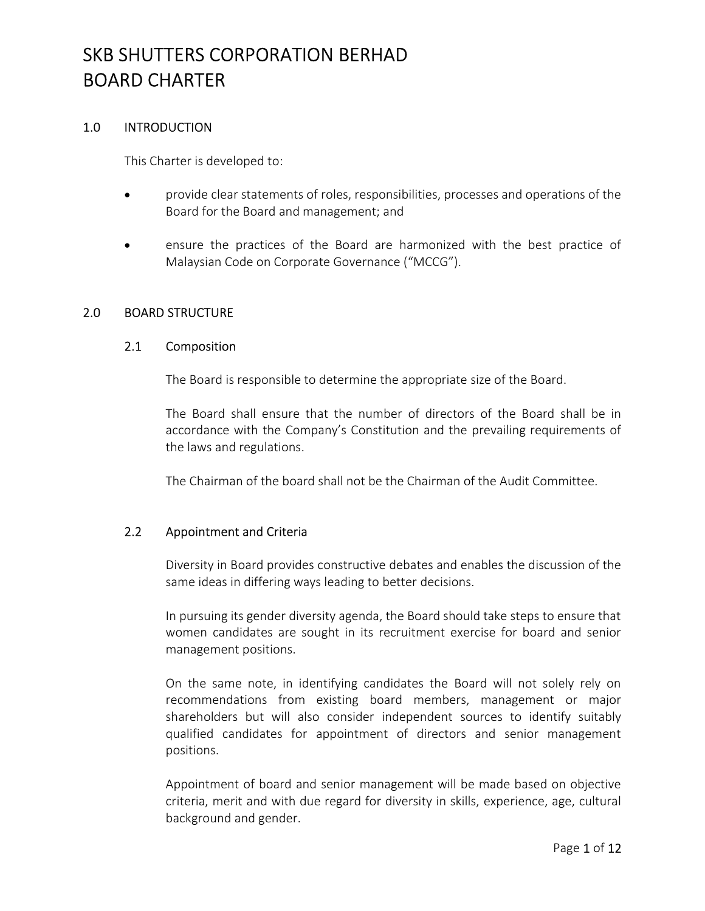# SKB SHUTTERS CORPORATION BERHAD
# BOARD CHARTER

## 1.0 INTRODUCTION

This Charter is developed to:

- provide clear statements of roles, responsibilities, processes and operations of the Board for the Board and management; and
- ensure the practices of the Board are harmonized with the best practice of Malaysian Code on Corporate Governance ("MCCG").

## 2.0 BOARD STRUCTURE

### 2.1 Composition

The Board is responsible to determine the appropriate size of the Board.

The Board shall ensure that the number of directors of the Board shall be in accordance with the Company's Constitution and the prevailing requirements of the laws and regulations.

The Chairman of the board shall not be the Chairman of the Audit Committee.

### 2.2 Appointment and Criteria

Diversity in Board provides constructive debates and enables the discussion of the same ideas in differing ways leading to better decisions.

In pursuing its gender diversity agenda, the Board should take steps to ensure that women candidates are sought in its recruitment exercise for board and senior management positions.

On the same note, in identifying candidates the Board will not solely rely on recommendations from existing board members, management or major shareholders but will also consider independent sources to identify suitably qualified candidates for appointment of directors and senior management positions.

Appointment of board and senior management will be made based on objective criteria, merit and with due regard for diversity in skills, experience, age, cultural background and gender.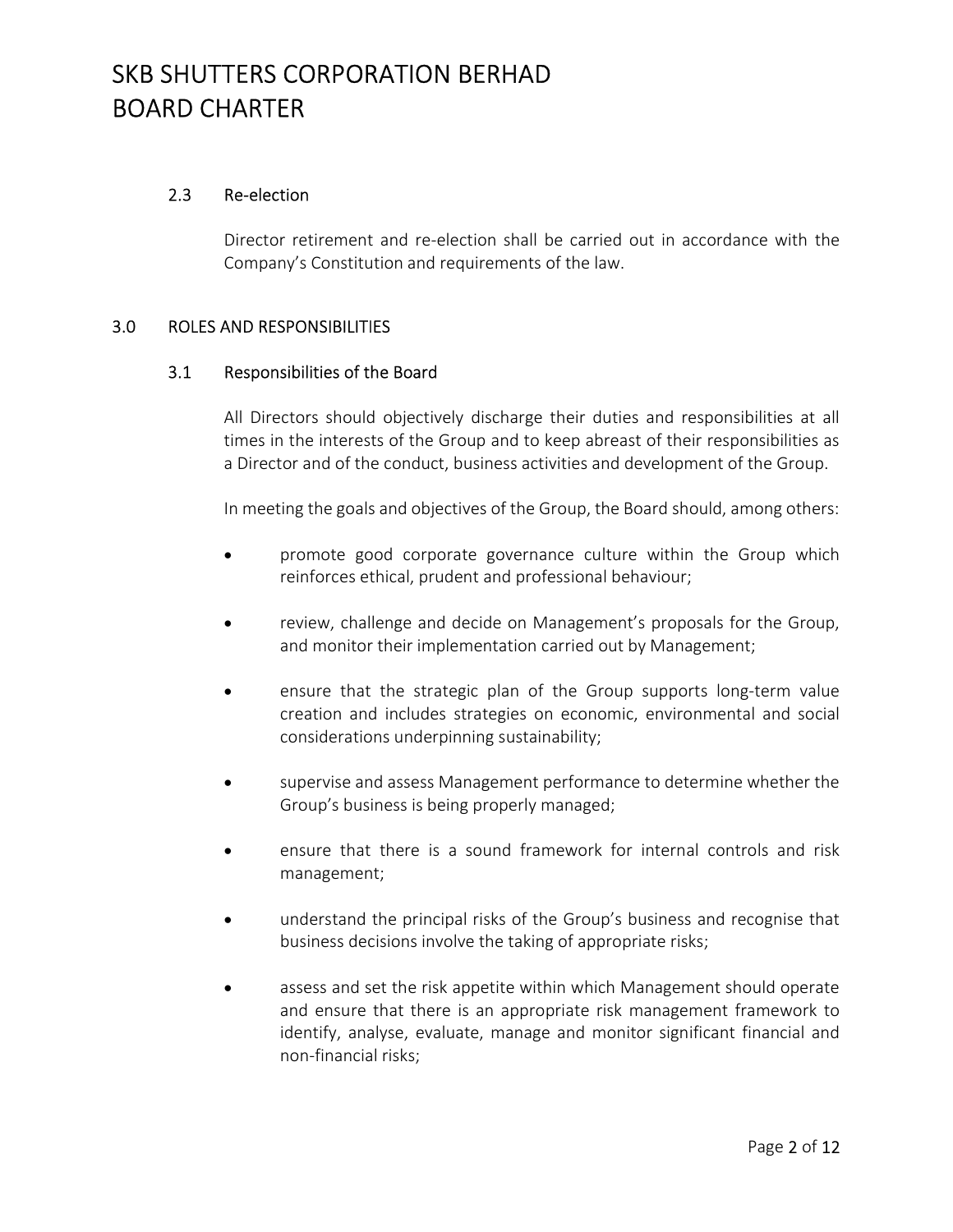### 2.3 Re-election

Director retirement and re-election shall be carried out in accordance with the Company's Constitution and requirements of the law.

## 3.0 ROLES AND RESPONSIBILITIES

### 3.1 Responsibilities of the Board

All Directors should objectively discharge their duties and responsibilities at all times in the interests of the Group and to keep abreast of their responsibilities as a Director and of the conduct, business activities and development of the Group.

In meeting the goals and objectives of the Group, the Board should, among others:

- promote good corporate governance culture within the Group which reinforces ethical, prudent and professional behaviour;
- review, challenge and decide on Management's proposals for the Group, and monitor their implementation carried out by Management;
- ensure that the strategic plan of the Group supports long-term value creation and includes strategies on economic, environmental and social considerations underpinning sustainability;
- supervise and assess Management performance to determine whether the Group's business is being properly managed;
- ensure that there is a sound framework for internal controls and risk management;
- understand the principal risks of the Group's business and recognise that business decisions involve the taking of appropriate risks;
- assess and set the risk appetite within which Management should operate and ensure that there is an appropriate risk management framework to identify, analyse, evaluate, manage and monitor significant financial and non-financial risks;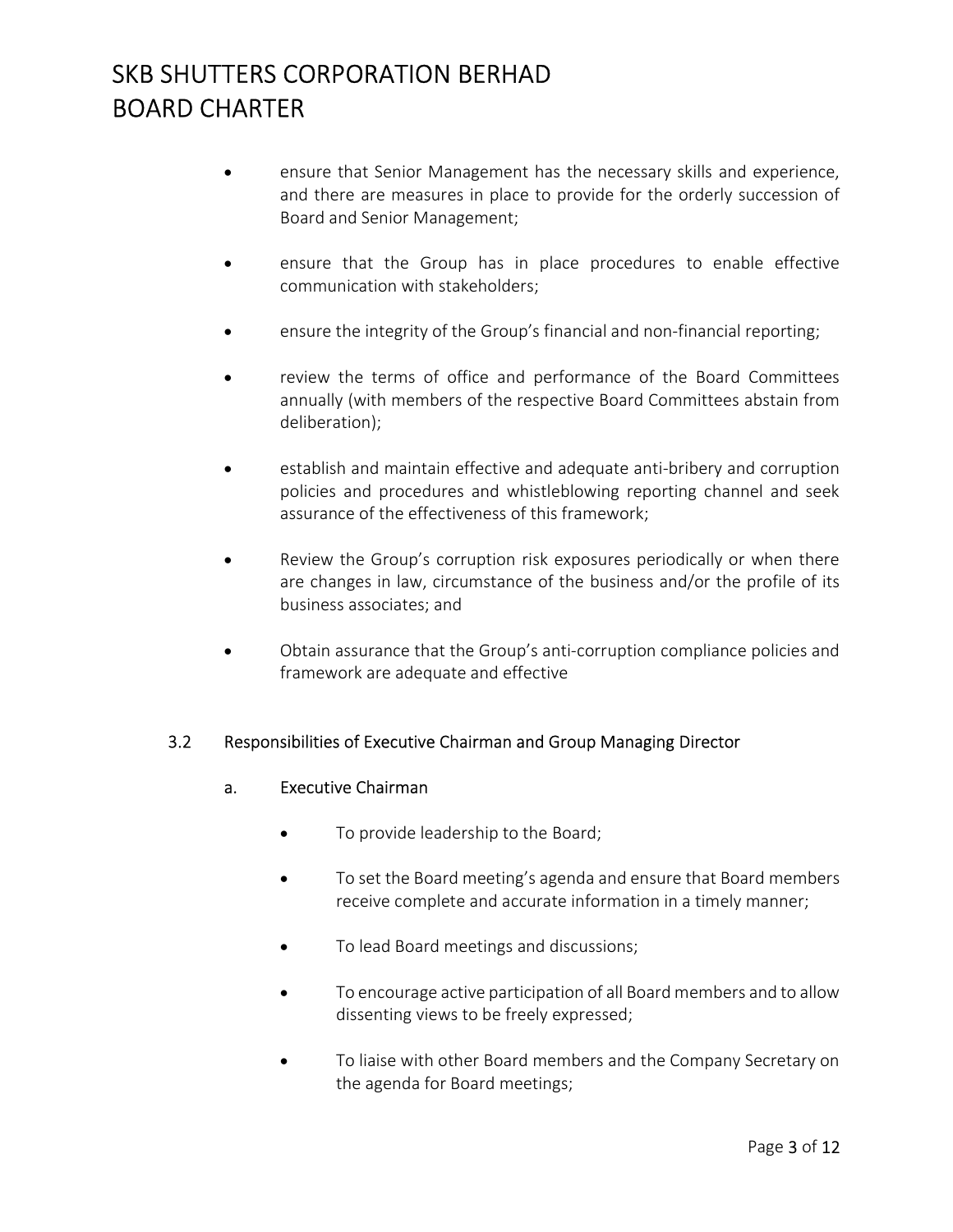- ensure that Senior Management has the necessary skills and experience, and there are measures in place to provide for the orderly succession of Board and Senior Management;

- ensure that the Group has in place procedures to enable effective communication with stakeholders;

- ensure the integrity of the Group's financial and non-financial reporting;

- review the terms of office and performance of the Board Committees annually (with members of the respective Board Committees abstain from deliberation);

- establish and maintain effective and adequate anti-bribery and corruption policies and procedures and whistleblowing reporting channel and seek assurance of the effectiveness of this framework;

- Review the Group's corruption risk exposures periodically or when there are changes in law, circumstance of the business and/or the profile of its business associates; and

- Obtain assurance that the Group's anti-corruption compliance policies and framework are adequate and effective

### 3.2 Responsibilities of Executive Chairman and Group Managing Director

#### a. Executive Chairman

- To provide leadership to the Board;

- To set the Board meeting's agenda and ensure that Board members receive complete and accurate information in a timely manner;

- To lead Board meetings and discussions;

- To encourage active participation of all Board members and to allow dissenting views to be freely expressed;

- To liaise with other Board members and the Company Secretary on the agenda for Board meetings;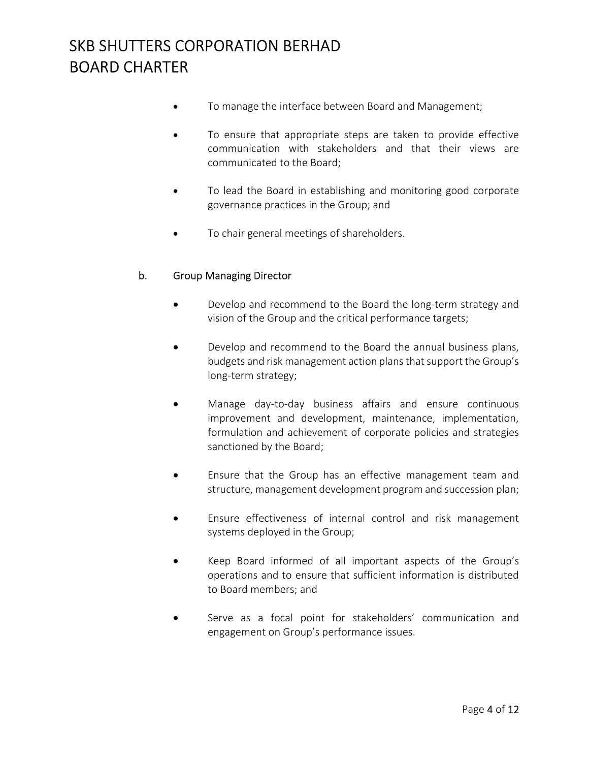- To manage the interface between Board and Management;
- To ensure that appropriate steps are taken to provide effective communication with stakeholders and that their views are communicated to the Board;
- To lead the Board in establishing and monitoring good corporate governance practices in the Group; and
- To chair general meetings of shareholders.

b. Group Managing Director

- Develop and recommend to the Board the long-term strategy and vision of the Group and the critical performance targets;
- Develop and recommend to the Board the annual business plans, budgets and risk management action plans that support the Group's long-term strategy;
- Manage day-to-day business affairs and ensure continuous improvement and development, maintenance, implementation, formulation and achievement of corporate policies and strategies sanctioned by the Board;
- Ensure that the Group has an effective management team and structure, management development program and succession plan;
- Ensure effectiveness of internal control and risk management systems deployed in the Group;
- Keep Board informed of all important aspects of the Group's operations and to ensure that sufficient information is distributed to Board members; and
- Serve as a focal point for stakeholders' communication and engagement on Group's performance issues.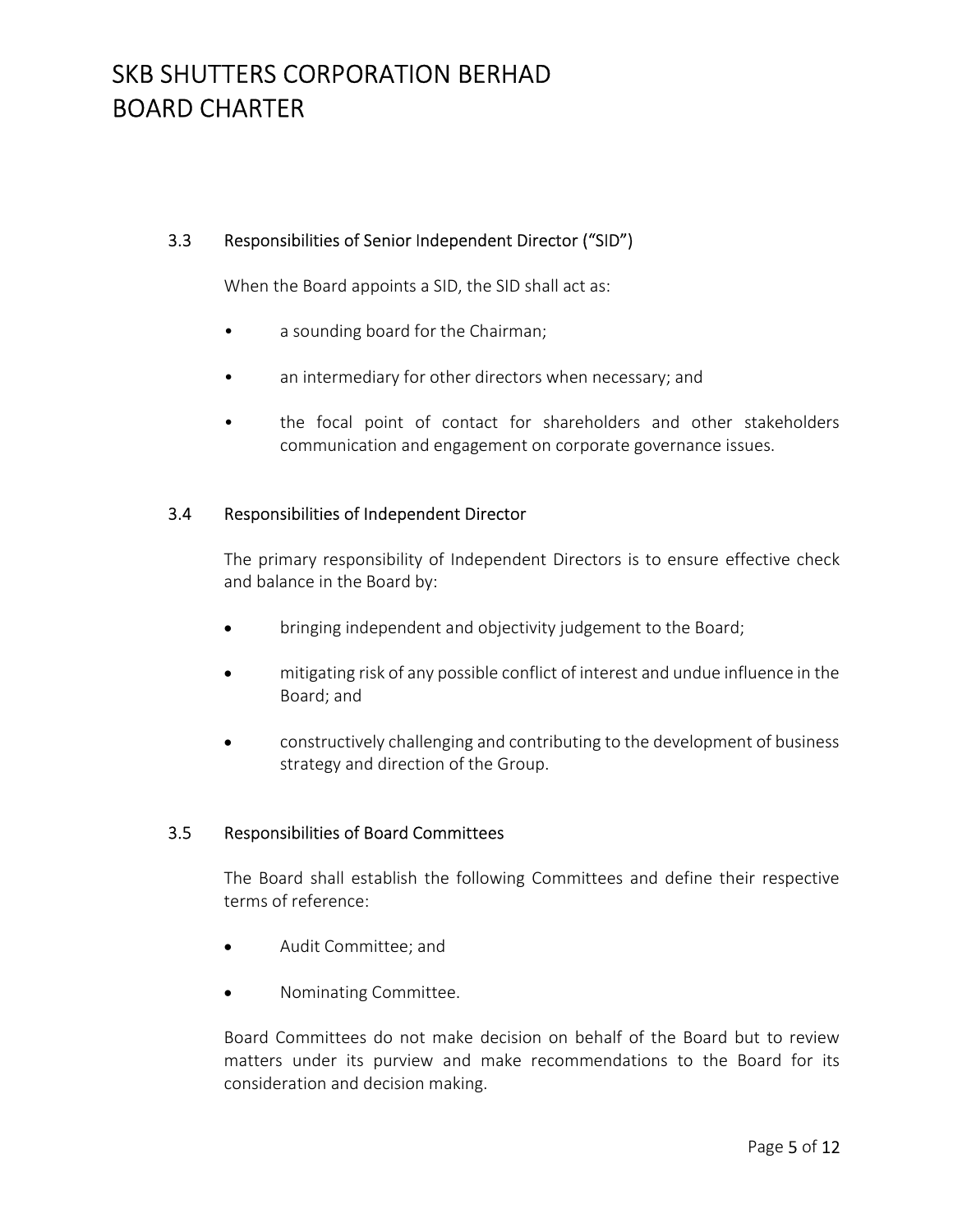### 3.3 Responsibilities of Senior Independent Director ("SID")

When the Board appoints a SID, the SID shall act as:

- a sounding board for the Chairman;
- an intermediary for other directors when necessary; and
- the focal point of contact for shareholders and other stakeholders communication and engagement on corporate governance issues.

### 3.4 Responsibilities of Independent Director

The primary responsibility of Independent Directors is to ensure effective check and balance in the Board by:

- bringing independent and objectivity judgement to the Board;
- mitigating risk of any possible conflict of interest and undue influence in the Board; and
- constructively challenging and contributing to the development of business strategy and direction of the Group.

### 3.5 Responsibilities of Board Committees

The Board shall establish the following Committees and define their respective terms of reference:

- Audit Committee; and
- Nominating Committee.

Board Committees do not make decision on behalf of the Board but to review matters under its purview and make recommendations to the Board for its consideration and decision making.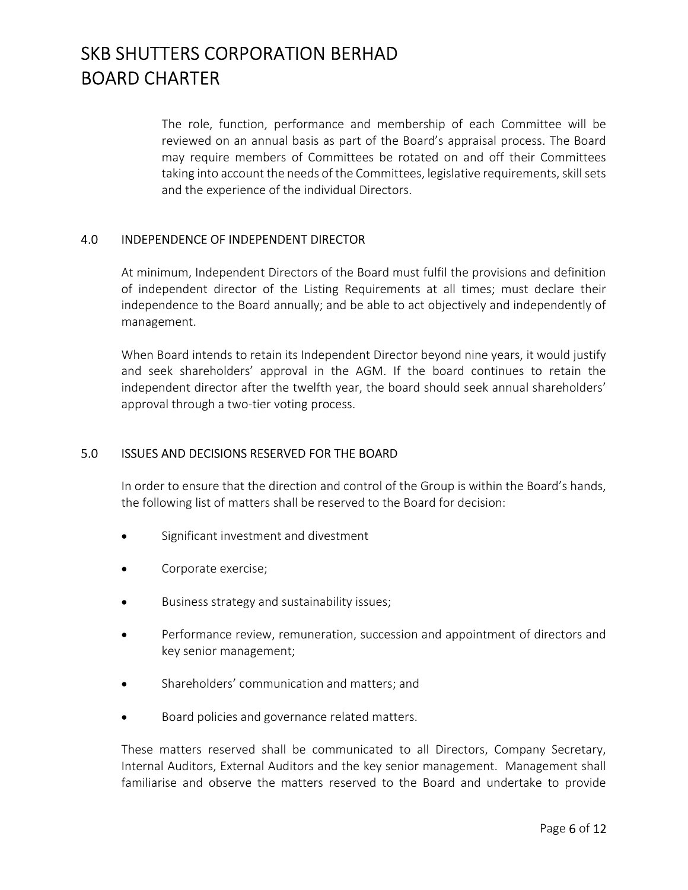The role, function, performance and membership of each Committee will be reviewed on an annual basis as part of the Board's appraisal process. The Board may require members of Committees be rotated on and off their Committees taking into account the needs of the Committees, legislative requirements, skill sets and the experience of the individual Directors.

## 4.0 INDEPENDENCE OF INDEPENDENT DIRECTOR

At minimum, Independent Directors of the Board must fulfil the provisions and definition of independent director of the Listing Requirements at all times; must declare their independence to the Board annually; and be able to act objectively and independently of management.

When Board intends to retain its Independent Director beyond nine years, it would justify and seek shareholders' approval in the AGM. If the board continues to retain the independent director after the twelfth year, the board should seek annual shareholders' approval through a two-tier voting process.

## 5.0 ISSUES AND DECISIONS RESERVED FOR THE BOARD

In order to ensure that the direction and control of the Group is within the Board's hands, the following list of matters shall be reserved to the Board for decision:

- Significant investment and divestment
- Corporate exercise;
- Business strategy and sustainability issues;
- Performance review, remuneration, succession and appointment of directors and key senior management;
- Shareholders' communication and matters; and
- Board policies and governance related matters.

These matters reserved shall be communicated to all Directors, Company Secretary, Internal Auditors, External Auditors and the key senior management. Management shall familiarise and observe the matters reserved to the Board and undertake to provide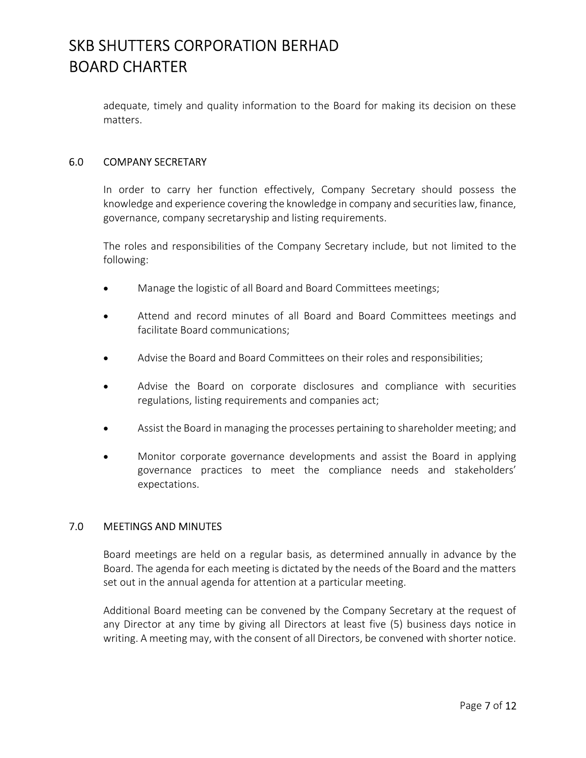adequate, timely and quality information to the Board for making its decision on these matters.

## 6.0 COMPANY SECRETARY

In order to carry her function effectively, Company Secretary should possess the knowledge and experience covering the knowledge in company and securities law, finance, governance, company secretaryship and listing requirements.

The roles and responsibilities of the Company Secretary include, but not limited to the following:

- Manage the logistic of all Board and Board Committees meetings;
- Attend and record minutes of all Board and Board Committees meetings and facilitate Board communications;
- Advise the Board and Board Committees on their roles and responsibilities;
- Advise the Board on corporate disclosures and compliance with securities regulations, listing requirements and companies act;
- Assist the Board in managing the processes pertaining to shareholder meeting; and
- Monitor corporate governance developments and assist the Board in applying governance practices to meet the compliance needs and stakeholders' expectations.

## 7.0 MEETINGS AND MINUTES

Board meetings are held on a regular basis, as determined annually in advance by the Board. The agenda for each meeting is dictated by the needs of the Board and the matters set out in the annual agenda for attention at a particular meeting.

Additional Board meeting can be convened by the Company Secretary at the request of any Director at any time by giving all Directors at least five (5) business days notice in writing. A meeting may, with the consent of all Directors, be convened with shorter notice.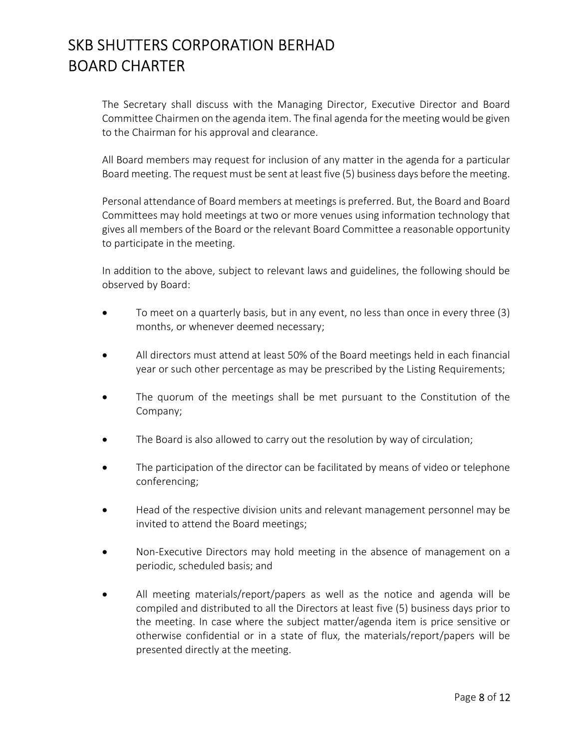The Secretary shall discuss with the Managing Director, Executive Director and Board Committee Chairmen on the agenda item. The final agenda for the meeting would be given to the Chairman for his approval and clearance.

All Board members may request for inclusion of any matter in the agenda for a particular Board meeting. The request must be sent at least five (5) business days before the meeting.

Personal attendance of Board members at meetings is preferred. But, the Board and Board Committees may hold meetings at two or more venues using information technology that gives all members of the Board or the relevant Board Committee a reasonable opportunity to participate in the meeting.

In addition to the above, subject to relevant laws and guidelines, the following should be observed by Board:

- To meet on a quarterly basis, but in any event, no less than once in every three (3) months, or whenever deemed necessary;
- All directors must attend at least 50% of the Board meetings held in each financial year or such other percentage as may be prescribed by the Listing Requirements;
- The quorum of the meetings shall be met pursuant to the Constitution of the Company;
- The Board is also allowed to carry out the resolution by way of circulation;
- The participation of the director can be facilitated by means of video or telephone conferencing;
- Head of the respective division units and relevant management personnel may be invited to attend the Board meetings;
- Non-Executive Directors may hold meeting in the absence of management on a periodic, scheduled basis; and
- All meeting materials/report/papers as well as the notice and agenda will be compiled and distributed to all the Directors at least five (5) business days prior to the meeting. In case where the subject matter/agenda item is price sensitive or otherwise confidential or in a state of flux, the materials/report/papers will be presented directly at the meeting.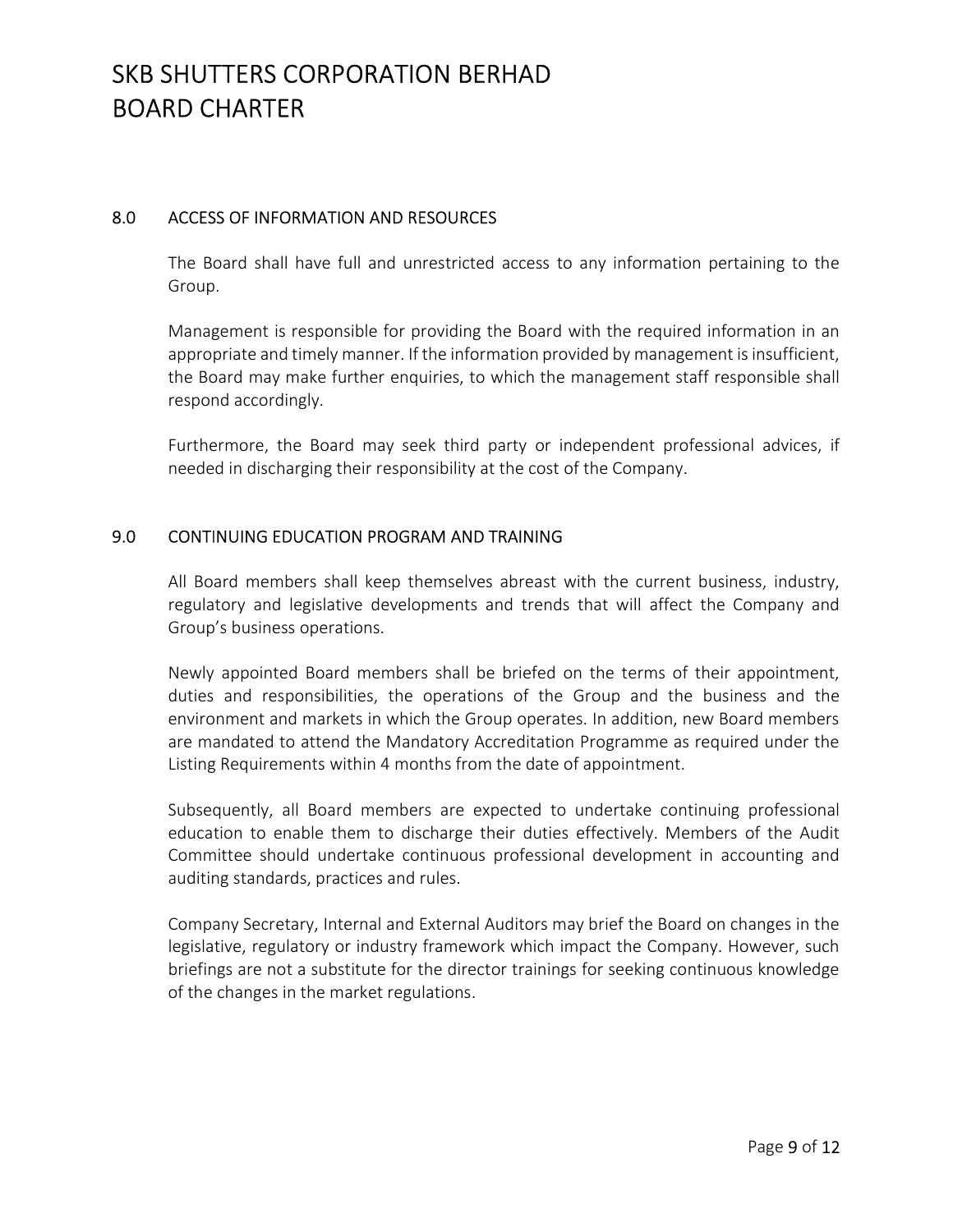## 8.0 ACCESS OF INFORMATION AND RESOURCES

The Board shall have full and unrestricted access to any information pertaining to the Group.

Management is responsible for providing the Board with the required information in an appropriate and timely manner. If the information provided by management is insufficient, the Board may make further enquiries, to which the management staff responsible shall respond accordingly.

Furthermore, the Board may seek third party or independent professional advices, if needed in discharging their responsibility at the cost of the Company.

## 9.0 CONTINUING EDUCATION PROGRAM AND TRAINING

All Board members shall keep themselves abreast with the current business, industry, regulatory and legislative developments and trends that will affect the Company and Group's business operations.

Newly appointed Board members shall be briefed on the terms of their appointment, duties and responsibilities, the operations of the Group and the business and the environment and markets in which the Group operates. In addition, new Board members are mandated to attend the Mandatory Accreditation Programme as required under the Listing Requirements within 4 months from the date of appointment.

Subsequently, all Board members are expected to undertake continuing professional education to enable them to discharge their duties effectively. Members of the Audit Committee should undertake continuous professional development in accounting and auditing standards, practices and rules.

Company Secretary, Internal and External Auditors may brief the Board on changes in the legislative, regulatory or industry framework which impact the Company. However, such briefings are not a substitute for the director trainings for seeking continuous knowledge of the changes in the market regulations.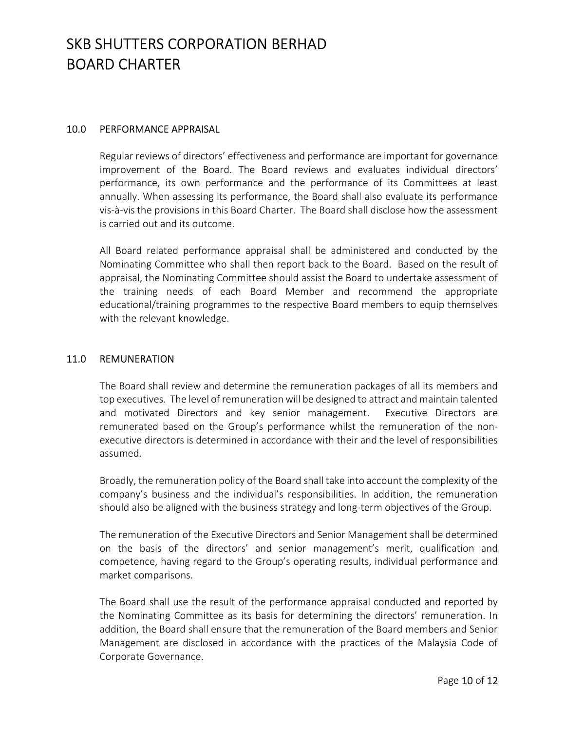## 10.0 PERFORMANCE APPRAISAL

Regular reviews of directors' effectiveness and performance are important for governance improvement of the Board. The Board reviews and evaluates individual directors' performance, its own performance and the performance of its Committees at least annually. When assessing its performance, the Board shall also evaluate its performance vis-à-vis the provisions in this Board Charter. The Board shall disclose how the assessment is carried out and its outcome.

All Board related performance appraisal shall be administered and conducted by the Nominating Committee who shall then report back to the Board. Based on the result of appraisal, the Nominating Committee should assist the Board to undertake assessment of the training needs of each Board Member and recommend the appropriate educational/training programmes to the respective Board members to equip themselves with the relevant knowledge.

## 11.0 REMUNERATION

The Board shall review and determine the remuneration packages of all its members and top executives. The level of remuneration will be designed to attract and maintain talented and motivated Directors and key senior management. Executive Directors are remunerated based on the Group's performance whilst the remuneration of the non-executive directors is determined in accordance with their and the level of responsibilities assumed.

Broadly, the remuneration policy of the Board shall take into account the complexity of the company's business and the individual's responsibilities. In addition, the remuneration should also be aligned with the business strategy and long-term objectives of the Group.

The remuneration of the Executive Directors and Senior Management shall be determined on the basis of the directors' and senior management's merit, qualification and competence, having regard to the Group's operating results, individual performance and market comparisons.

The Board shall use the result of the performance appraisal conducted and reported by the Nominating Committee as its basis for determining the directors' remuneration. In addition, the Board shall ensure that the remuneration of the Board members and Senior Management are disclosed in accordance with the practices of the Malaysia Code of Corporate Governance.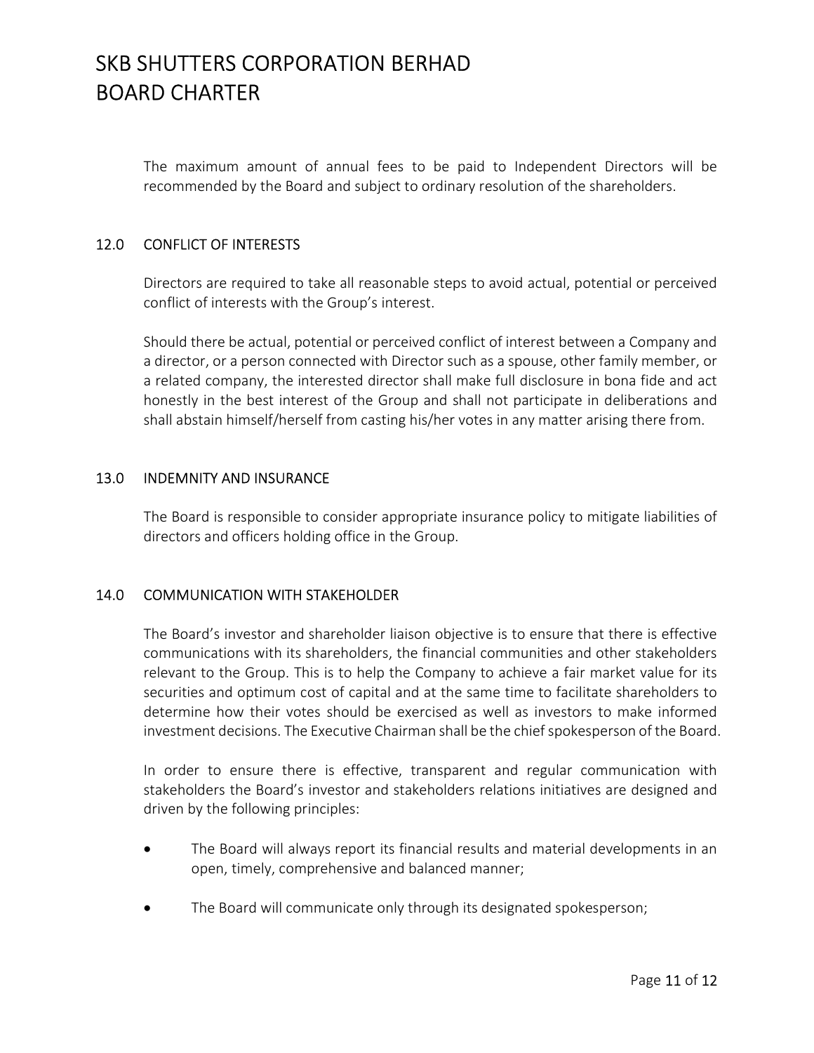The maximum amount of annual fees to be paid to Independent Directors will be recommended by the Board and subject to ordinary resolution of the shareholders.

## 12.0 CONFLICT OF INTERESTS

Directors are required to take all reasonable steps to avoid actual, potential or perceived conflict of interests with the Group's interest.

Should there be actual, potential or perceived conflict of interest between a Company and a director, or a person connected with Director such as a spouse, other family member, or a related company, the interested director shall make full disclosure in bona fide and act honestly in the best interest of the Group and shall not participate in deliberations and shall abstain himself/herself from casting his/her votes in any matter arising there from.

## 13.0 INDEMNITY AND INSURANCE

The Board is responsible to consider appropriate insurance policy to mitigate liabilities of directors and officers holding office in the Group.

## 14.0 COMMUNICATION WITH STAKEHOLDER

The Board's investor and shareholder liaison objective is to ensure that there is effective communications with its shareholders, the financial communities and other stakeholders relevant to the Group. This is to help the Company to achieve a fair market value for its securities and optimum cost of capital and at the same time to facilitate shareholders to determine how their votes should be exercised as well as investors to make informed investment decisions. The Executive Chairman shall be the chief spokesperson of the Board.

In order to ensure there is effective, transparent and regular communication with stakeholders the Board's investor and stakeholders relations initiatives are designed and driven by the following principles:

- The Board will always report its financial results and material developments in an open, timely, comprehensive and balanced manner;
- The Board will communicate only through its designated spokesperson;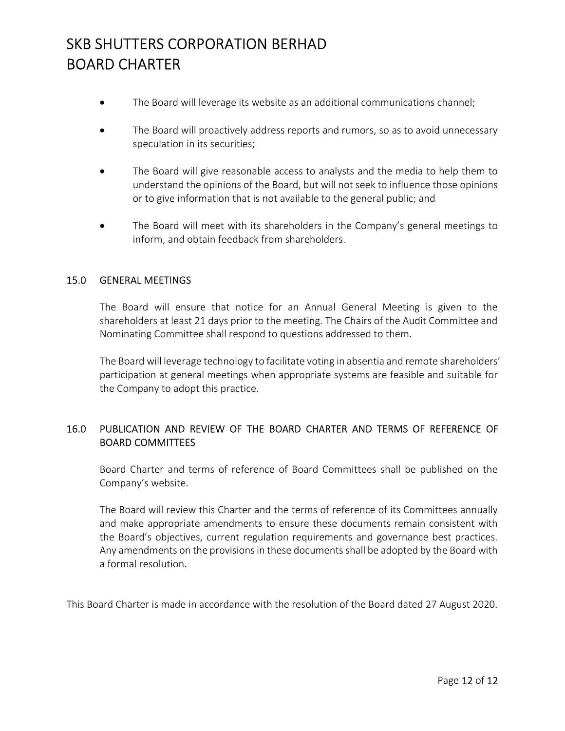- The Board will leverage its website as an additional communications channel;
- The Board will proactively address reports and rumors, so as to avoid unnecessary speculation in its securities;
- The Board will give reasonable access to analysts and the media to help them to understand the opinions of the Board, but will not seek to influence those opinions or to give information that is not available to the general public; and
- The Board will meet with its shareholders in the Company's general meetings to inform, and obtain feedback from shareholders.

## 15.0 GENERAL MEETINGS

The Board will ensure that notice for an Annual General Meeting is given to the shareholders at least 21 days prior to the meeting. The Chairs of the Audit Committee and Nominating Committee shall respond to questions addressed to them.

The Board will leverage technology to facilitate voting in absentia and remote shareholders' participation at general meetings when appropriate systems are feasible and suitable for the Company to adopt this practice.

## 16.0 PUBLICATION AND REVIEW OF THE BOARD CHARTER AND TERMS OF REFERENCE OF BOARD COMMITTEES

Board Charter and terms of reference of Board Committees shall be published on the Company's website.

The Board will review this Charter and the terms of reference of its Committees annually and make appropriate amendments to ensure these documents remain consistent with the Board's objectives, current regulation requirements and governance best practices. Any amendments on the provisions in these documents shall be adopted by the Board with a formal resolution.

This Board Charter is made in accordance with the resolution of the Board dated 27 August 2020.